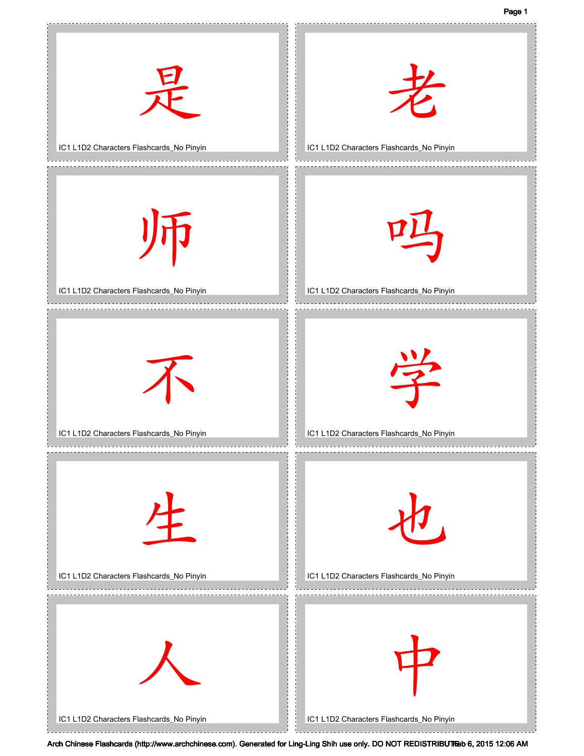是

IC1 L1D2 Characters Flashcards_No Pinyin

老

IC1 L1D2 Characters Flashcards_No Pinyin

师

IC1 L1D2 Characters Flashcards_No Pinyin

吗

IC1 L1D2 Characters Flashcards_No Pinyin

不

IC1 L1D2 Characters Flashcards_No Pinyin

学

IC1 L1D2 Characters Flashcards_No Pinyin

生

IC1 L1D2 Characters Flashcards_No Pinyin

也

IC1 L1D2 Characters Flashcards_No Pinyin

人

IC1 L1D2 Characters Flashcards_No Pinyin

中

IC1 L1D2 Characters Flashcards_No Pinyin

Arch Chinese Flashcards (http://www.archchinese.com). Generated for Ling-Ling Shih use only. DO NOT REDISTRIBUTE Feb 6, 2015 12:06 AM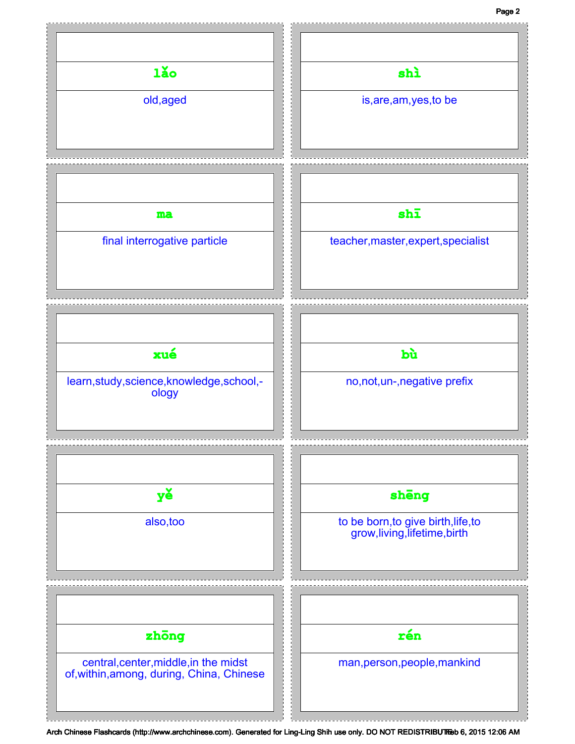**lǎo**

old,aged

**shì**

is,are,am,yes,to be

**ma**

final interrogative particle

**shī**

teacher,master,expert,specialist

**xué**

learn,study,science,knowledge,school,-ology

**bù**

no,not,un-,negative prefix

**yě**

also,too

**shēng**

to be born,to give birth,life,to grow,living,lifetime,birth

**zhōng**

central,center,middle,in the midst of,within,among, during, China, Chinese

**rén**

man,person,people,mankind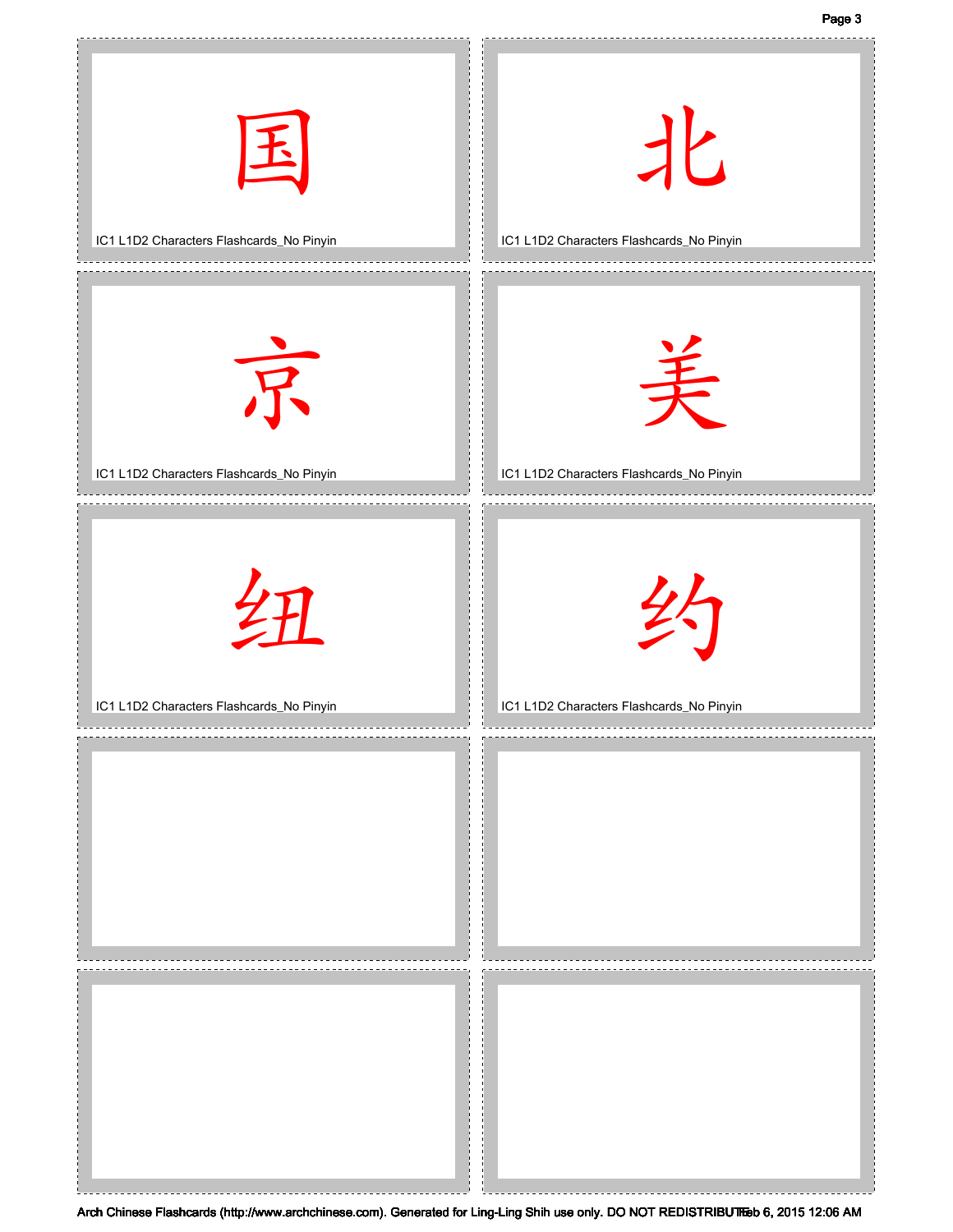国

IC1 L1D2 Characters Flashcards_No Pinyin

北

IC1 L1D2 Characters Flashcards_No Pinyin

京

IC1 L1D2 Characters Flashcards_No Pinyin

美

IC1 L1D2 Characters Flashcards_No Pinyin

纽

IC1 L1D2 Characters Flashcards_No Pinyin

约

IC1 L1D2 Characters Flashcards_No Pinyin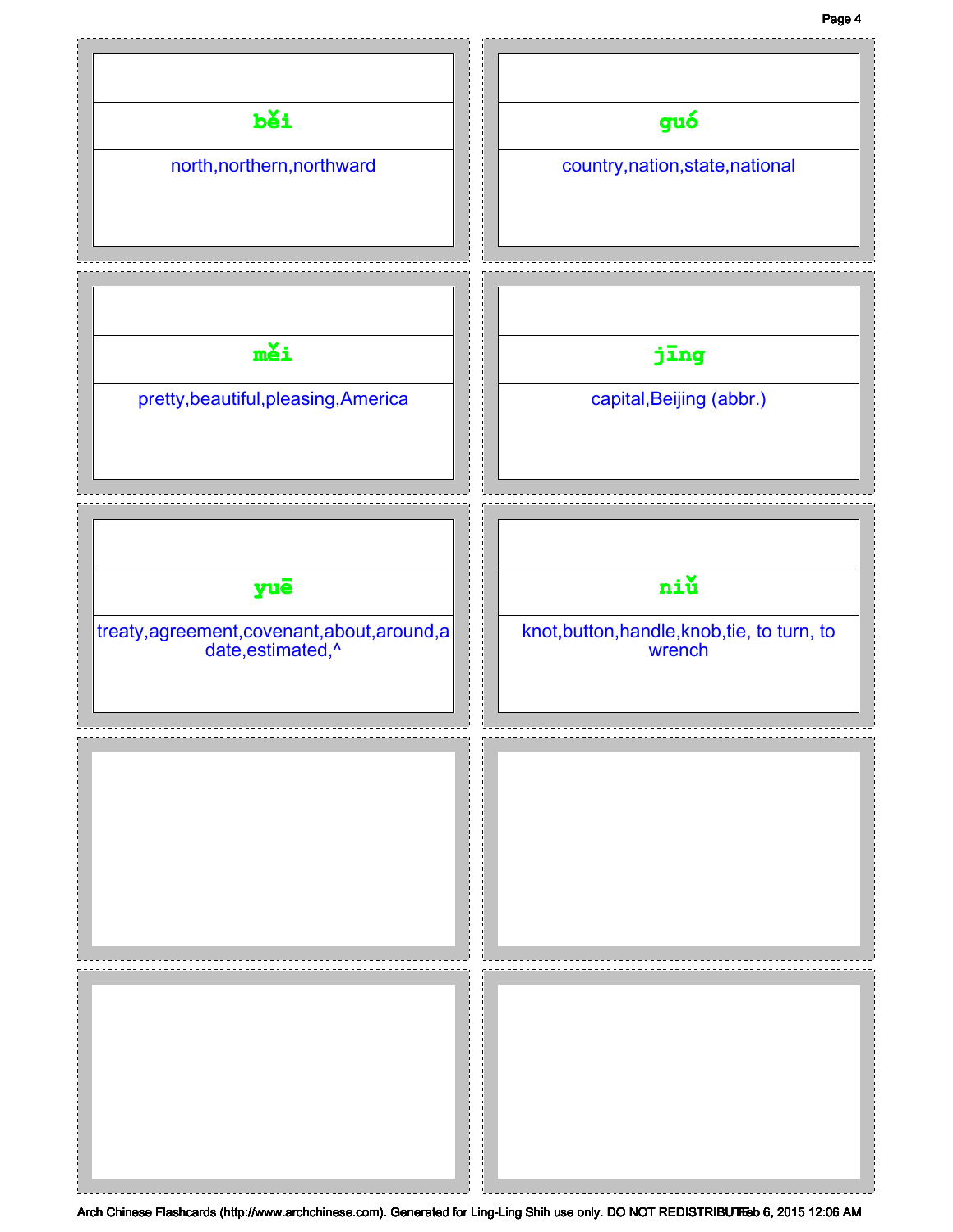běi

north,northern,northward

guó

country,nation,state,national

měi

pretty,beautiful,pleasing,America

jīng

capital,Beijing (abbr.)

yuē

treaty,agreement,covenant,about,around,a date,estimated,^

niǔ

knot,button,handle,knob,tie, to turn, to wrench

Arch Chinese Flashcards (http://www.archchinese.com). Generated for Ling-Ling Shih use only. DO NOT REDISTRIBUTE Feb 6, 2015 12:06 AM